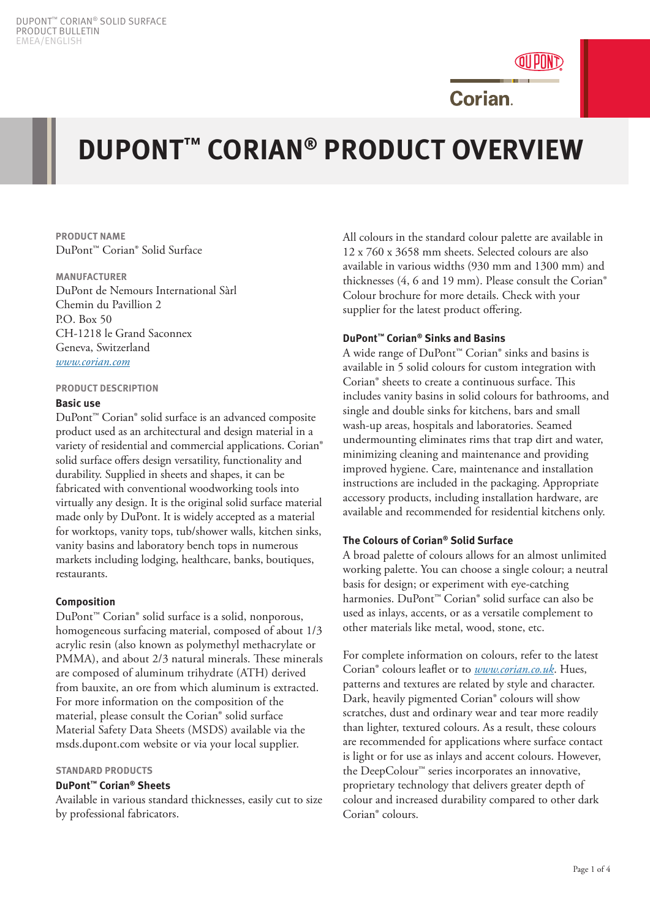# DUPONT™ CORIAN® PRODUCT OVERVIEW

## PRODUCT NAME

DuPont™ Corian® Solid Surface

## MANUFACTURER

DuPont de Nemours International Sàrl
Chemin du Pavillion 2
P.O. Box 50
CH-1218 le Grand Saconnex
Geneva, Switzerland
*www.corian.com*

## PRODUCT DESCRIPTION

### Basic use

DuPont™ Corian® solid surface is an advanced composite product used as an architectural and design material in a variety of residential and commercial applications. Corian® solid surface offers design versatility, functionality and durability. Supplied in sheets and shapes, it can be fabricated with conventional woodworking tools into virtually any design. It is the original solid surface material made only by DuPont. It is widely accepted as a material for worktops, vanity tops, tub/shower walls, kitchen sinks, vanity basins and laboratory bench tops in numerous markets including lodging, healthcare, banks, boutiques, restaurants.

### Composition

DuPont™ Corian® solid surface is a solid, nonporous, homogeneous surfacing material, composed of about 1/3 acrylic resin (also known as polymethyl methacrylate or PMMA), and about 2/3 natural minerals. These minerals are composed of aluminum trihydrate (ATH) derived from bauxite, an ore from which aluminum is extracted. For more information on the composition of the material, please consult the Corian® solid surface Material Safety Data Sheets (MSDS) available via the msds.dupont.com website or via your local supplier.

## STANDARD PRODUCTS

### DuPont™ Corian® Sheets

Available in various standard thicknesses, easily cut to size by professional fabricators.

All colours in the standard colour palette are available in 12 x 760 x 3658 mm sheets. Selected colours are also available in various widths (930 mm and 1300 mm) and thicknesses (4, 6 and 19 mm). Please consult the Corian® Colour brochure for more details. Check with your supplier for the latest product offering.

### DuPont™ Corian® Sinks and Basins

A wide range of DuPont™ Corian® sinks and basins is available in 5 solid colours for custom integration with Corian® sheets to create a continuous surface. This includes vanity basins in solid colours for bathrooms, and single and double sinks for kitchens, bars and small wash-up areas, hospitals and laboratories. Seamed undermounting eliminates rims that trap dirt and water, minimizing cleaning and maintenance and providing improved hygiene. Care, maintenance and installation instructions are included in the packaging. Appropriate accessory products, including installation hardware, are available and recommended for residential kitchens only.

### The Colours of Corian® Solid Surface

A broad palette of colours allows for an almost unlimited working palette. You can choose a single colour; a neutral basis for design; or experiment with eye-catching harmonies. DuPont™ Corian® solid surface can also be used as inlays, accents, or as a versatile complement to other materials like metal, wood, stone, etc.

For complete information on colours, refer to the latest Corian® colours leaflet or to *www.corian.co.uk*. Hues, patterns and textures are related by style and character. Dark, heavily pigmented Corian® colours will show scratches, dust and ordinary wear and tear more readily than lighter, textured colours. As a result, these colours are recommended for applications where surface contact is light or for use as inlays and accent colours. However, the DeepColour™ series incorporates an innovative, proprietary technology that delivers greater depth of colour and increased durability compared to other dark Corian® colours.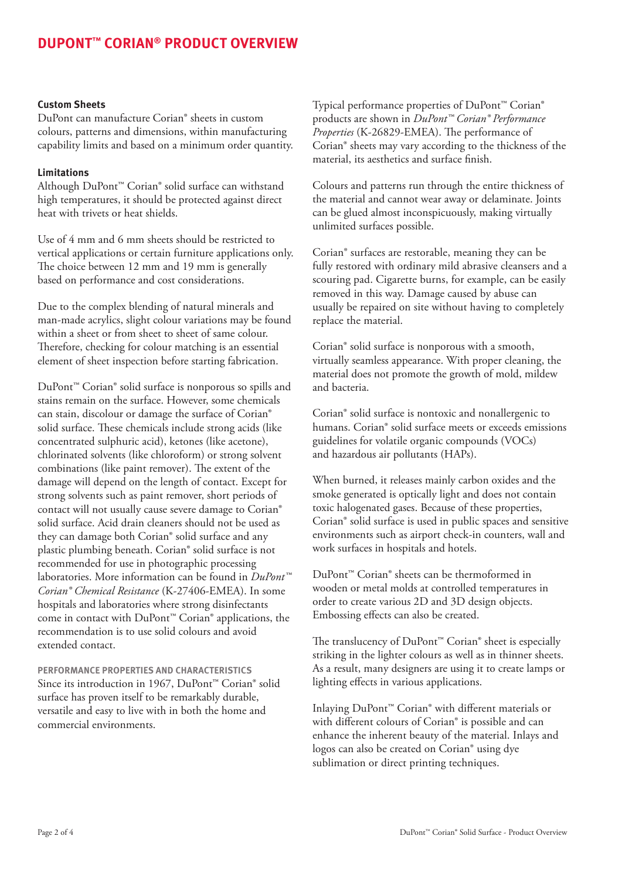# DUPONT™ CORIAN® PRODUCT OVERVIEW

**Custom Sheets**

DuPont can manufacture Corian® sheets in custom colours, patterns and dimensions, within manufacturing capability limits and based on a minimum order quantity.

**Limitations**

Although DuPont™ Corian® solid surface can withstand high temperatures, it should be protected against direct heat with trivets or heat shields.

Use of 4 mm and 6 mm sheets should be restricted to vertical applications or certain furniture applications only. The choice between 12 mm and 19 mm is generally based on performance and cost considerations.

Due to the complex blending of natural minerals and man-made acrylics, slight colour variations may be found within a sheet or from sheet to sheet of same colour. Therefore, checking for colour matching is an essential element of sheet inspection before starting fabrication.

DuPont™ Corian® solid surface is nonporous so spills and stains remain on the surface. However, some chemicals can stain, discolour or damage the surface of Corian® solid surface. These chemicals include strong acids (like concentrated sulphuric acid), ketones (like acetone), chlorinated solvents (like chloroform) or strong solvent combinations (like paint remover). The extent of the damage will depend on the length of contact. Except for strong solvents such as paint remover, short periods of contact will not usually cause severe damage to Corian® solid surface. Acid drain cleaners should not be used as they can damage both Corian® solid surface and any plastic plumbing beneath. Corian® solid surface is not recommended for use in photographic processing laboratories. More information can be found in *DuPont™ Corian® Chemical Resistance* (K-27406-EMEA). In some hospitals and laboratories where strong disinfectants come in contact with DuPont™ Corian® applications, the recommendation is to use solid colours and avoid extended contact.

## PERFORMANCE PROPERTIES AND CHARACTERISTICS

Since its introduction in 1967, DuPont™ Corian® solid surface has proven itself to be remarkably durable, versatile and easy to live with in both the home and commercial environments.

Typical performance properties of DuPont™ Corian® products are shown in *DuPont™ Corian® Performance Properties* (K-26829-EMEA). The performance of Corian® sheets may vary according to the thickness of the material, its aesthetics and surface finish.

Colours and patterns run through the entire thickness of the material and cannot wear away or delaminate. Joints can be glued almost inconspicuously, making virtually unlimited surfaces possible.

Corian® surfaces are restorable, meaning they can be fully restored with ordinary mild abrasive cleansers and a scouring pad. Cigarette burns, for example, can be easily removed in this way. Damage caused by abuse can usually be repaired on site without having to completely replace the material.

Corian® solid surface is nonporous with a smooth, virtually seamless appearance. With proper cleaning, the material does not promote the growth of mold, mildew and bacteria.

Corian® solid surface is nontoxic and nonallergenic to humans. Corian® solid surface meets or exceeds emissions guidelines for volatile organic compounds (VOCs) and hazardous air pollutants (HAPs).

When burned, it releases mainly carbon oxides and the smoke generated is optically light and does not contain toxic halogenated gases. Because of these properties, Corian® solid surface is used in public spaces and sensitive environments such as airport check-in counters, wall and work surfaces in hospitals and hotels.

DuPont™ Corian® sheets can be thermoformed in wooden or metal molds at controlled temperatures in order to create various 2D and 3D design objects. Embossing effects can also be created.

The translucency of DuPont™ Corian® sheet is especially striking in the lighter colours as well as in thinner sheets. As a result, many designers are using it to create lamps or lighting effects in various applications.

Inlaying DuPont™ Corian® with different materials or with different colours of Corian® is possible and can enhance the inherent beauty of the material. Inlays and logos can also be created on Corian® using dye sublimation or direct printing techniques.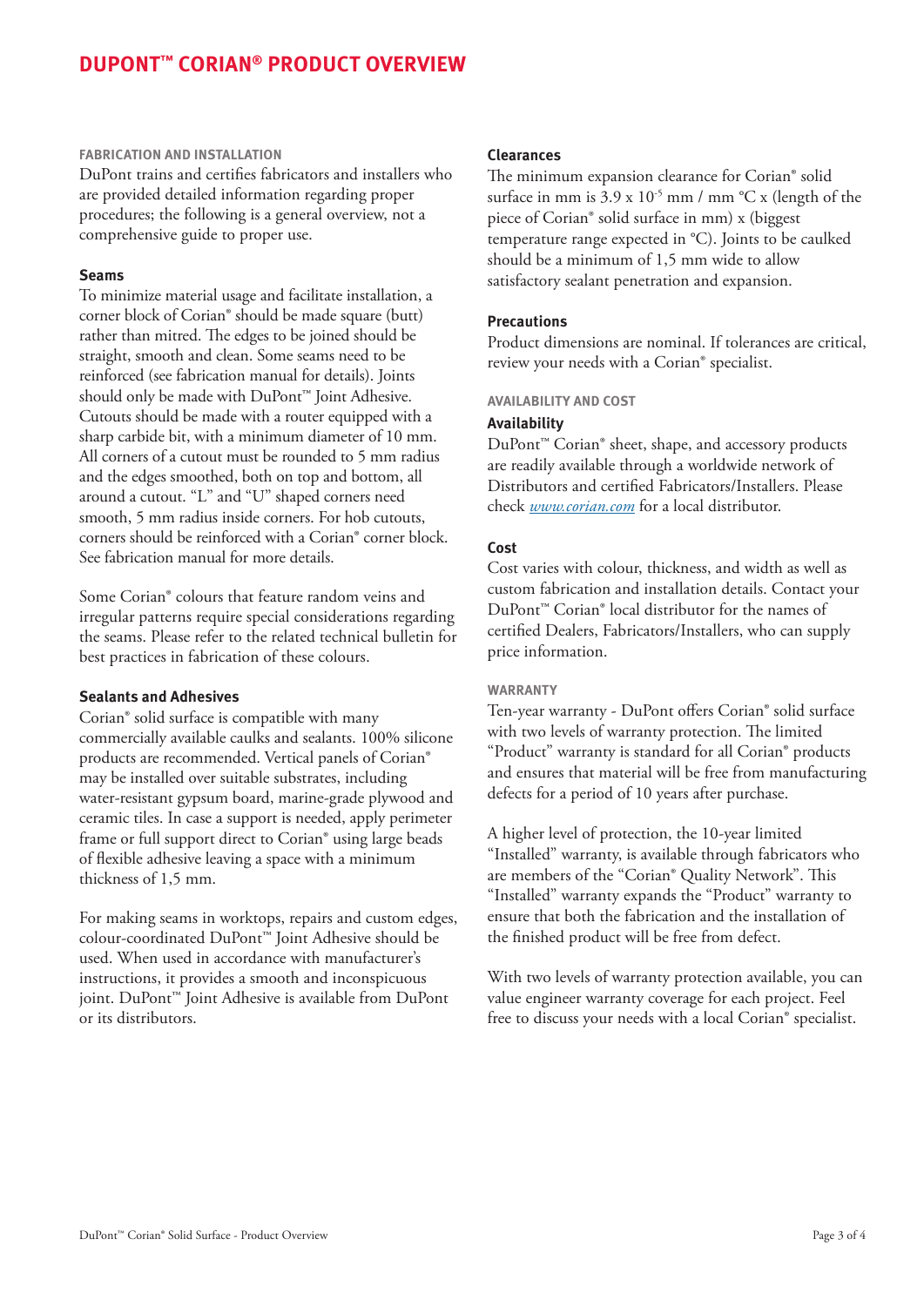# DUPONT™ CORIAN® PRODUCT OVERVIEW

## FABRICATION AND INSTALLATION

DuPont trains and certifies fabricators and installers who are provided detailed information regarding proper procedures; the following is a general overview, not a comprehensive guide to proper use.

### Seams

To minimize material usage and facilitate installation, a corner block of Corian® should be made square (butt) rather than mitred. The edges to be joined should be straight, smooth and clean. Some seams need to be reinforced (see fabrication manual for details). Joints should only be made with DuPont™ Joint Adhesive. Cutouts should be made with a router equipped with a sharp carbide bit, with a minimum diameter of 10 mm. All corners of a cutout must be rounded to 5 mm radius and the edges smoothed, both on top and bottom, all around a cutout. "L" and "U" shaped corners need smooth, 5 mm radius inside corners. For hob cutouts, corners should be reinforced with a Corian® corner block. See fabrication manual for more details.

Some Corian® colours that feature random veins and irregular patterns require special considerations regarding the seams. Please refer to the related technical bulletin for best practices in fabrication of these colours.

### Sealants and Adhesives

Corian® solid surface is compatible with many commercially available caulks and sealants. 100% silicone products are recommended. Vertical panels of Corian® may be installed over suitable substrates, including water-resistant gypsum board, marine-grade plywood and ceramic tiles. In case a support is needed, apply perimeter frame or full support direct to Corian® using large beads of flexible adhesive leaving a space with a minimum thickness of 1,5 mm.

For making seams in worktops, repairs and custom edges, colour-coordinated DuPont™ Joint Adhesive should be used. When used in accordance with manufacturer's instructions, it provides a smooth and inconspicuous joint. DuPont™ Joint Adhesive is available from DuPont or its distributors.

### Clearances

The minimum expansion clearance for Corian® solid surface in mm is $3.9 \times 10^{-5}$ mm / mm °C x (length of the piece of Corian® solid surface in mm) x (biggest temperature range expected in °C). Joints to be caulked should be a minimum of 1,5 mm wide to allow satisfactory sealant penetration and expansion.

### Precautions

Product dimensions are nominal. If tolerances are critical, review your needs with a Corian® specialist.

## AVAILABILITY AND COST

### Availability

DuPont™ Corian® sheet, shape, and accessory products are readily available through a worldwide network of Distributors and certified Fabricators/Installers. Please check *www.corian.com* for a local distributor.

### Cost

Cost varies with colour, thickness, and width as well as custom fabrication and installation details. Contact your DuPont™ Corian® local distributor for the names of certified Dealers, Fabricators/Installers, who can supply price information.

## WARRANTY

Ten-year warranty - DuPont offers Corian® solid surface with two levels of warranty protection. The limited "Product" warranty is standard for all Corian® products and ensures that material will be free from manufacturing defects for a period of 10 years after purchase.

A higher level of protection, the 10-year limited "Installed" warranty, is available through fabricators who are members of the "Corian® Quality Network". This "Installed" warranty expands the "Product" warranty to ensure that both the fabrication and the installation of the finished product will be free from defect.

With two levels of warranty protection available, you can value engineer warranty coverage for each project. Feel free to discuss your needs with a local Corian® specialist.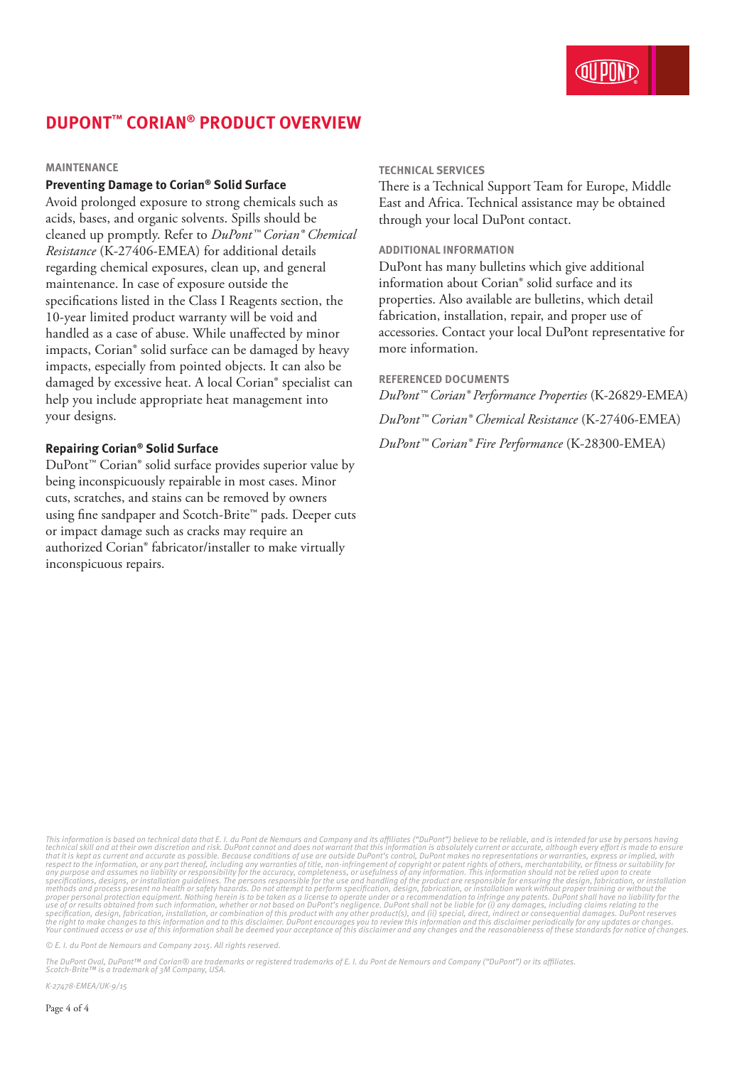# DUPONT™ CORIAN® PRODUCT OVERVIEW

## MAINTENANCE

### Preventing Damage to Corian® Solid Surface

Avoid prolonged exposure to strong chemicals such as acids, bases, and organic solvents. Spills should be cleaned up promptly. Refer to *DuPont™ Corian® Chemical Resistance* (K-27406-EMEA) for additional details regarding chemical exposures, clean up, and general maintenance. In case of exposure outside the specifications listed in the Class I Reagents section, the 10-year limited product warranty will be void and handled as a case of abuse. While unaffected by minor impacts, Corian® solid surface can be damaged by heavy impacts, especially from pointed objects. It can also be damaged by excessive heat. A local Corian® specialist can help you include appropriate heat management into your designs.

### Repairing Corian® Solid Surface

DuPont™ Corian® solid surface provides superior value by being inconspicuously repairable in most cases. Minor cuts, scratches, and stains can be removed by owners using fine sandpaper and Scotch-Brite™ pads. Deeper cuts or impact damage such as cracks may require an authorized Corian® fabricator/installer to make virtually inconspicuous repairs.

## TECHNICAL SERVICES

There is a Technical Support Team for Europe, Middle East and Africa. Technical assistance may be obtained through your local DuPont contact.

## ADDITIONAL INFORMATION

DuPont has many bulletins which give additional information about Corian® solid surface and its properties. Also available are bulletins, which detail fabrication, installation, repair, and proper use of accessories. Contact your local DuPont representative for more information.

## REFERENCED DOCUMENTS

*DuPont™ Corian® Performance Properties* (K-26829-EMEA)

*DuPont™ Corian® Chemical Resistance* (K-27406-EMEA)

*DuPont™ Corian® Fire Performance* (K-28300-EMEA)

*This information is based on technical data that E. I. du Pont de Nemours and Company and its affiliates ("DuPont") believe to be reliable, and is intended for use by persons having technical skill and at their own discretion and risk. DuPont cannot and does not warrant that this information is absolutely current or accurate, although every effort is made to ensure that it is kept as current and accurate as possible. Because conditions of use are outside DuPont's control, DuPont makes no representations or warranties, express or implied, with respect to the information, or any part thereof, including any warranties of title, non-infringement of copyright or patent rights of others, merchantability, or fitness or suitability for any purpose and assumes no liability or responsibility for the accuracy, completeness, or usefulness of any information. This information should not be relied upon to create specifications, designs, or installation guidelines. The persons responsible for the use and handling of the product are responsible for ensuring the design, fabrication, or installation methods and process present no health or safety hazards. Do not attempt to perform specification, design, fabrication, or installation work without proper training or without the proper personal protection equipment. Nothing herein is to be taken as a license to operate under or a recommendation to infringe any patents. DuPont shall have no liability for the use of or results obtained from such information, whether or not based on DuPont's negligence. DuPont shall not be liable for (i) any damages, including claims relating to the specification, design, fabrication, installation, or combination of this product with any other product(s), and (ii) special, direct, indirect or consequential damages. DuPont reserves the right to make changes to this information and to this disclaimer. DuPont encourages you to review this information and this disclaimer periodically for any updates or changes. Your continued access or use of this information shall be deemed your acceptance of this disclaimer and any changes and the reasonableness of these standards for notice of changes.*

*© E. I. du Pont de Nemours and Company 2015. All rights reserved.*

*The DuPont Oval, DuPont™ and Corian® are trademarks or registered trademarks of E. I. du Pont de Nemours and Company ("DuPont") or its affiliates. Scotch-Brite™ is a trademark of 3M Company, USA.*

*K-27478-EMEA/UK-9/15*